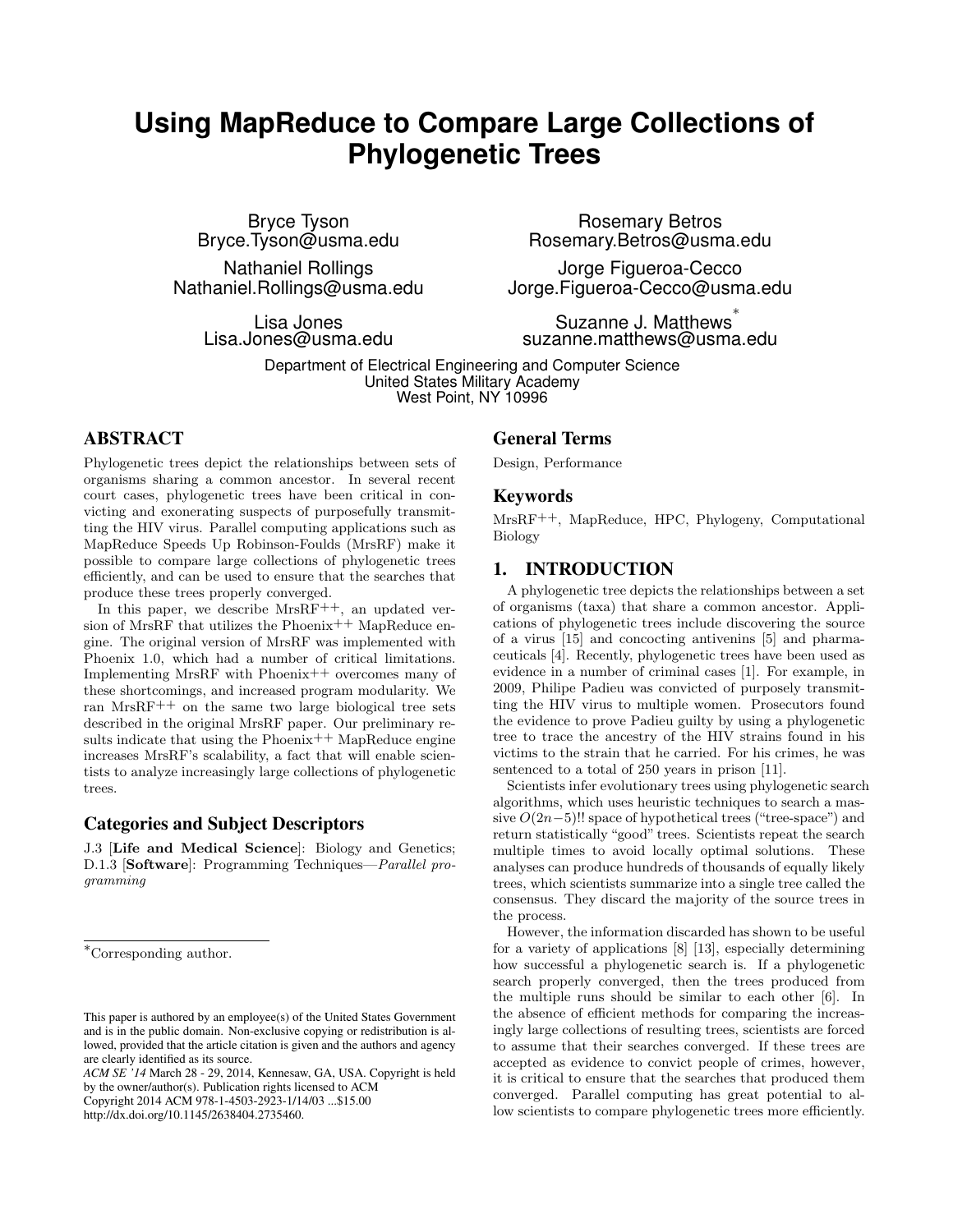# Using MapReduce to Compare Large Collections of Phylogenetic Trees

Bryce Tyson
Bryce.Tyson@usma.edu

Rosemary Betros
Rosemary.Betros@usma.edu

Nathaniel Rollings
Nathaniel.Rollings@usma.edu

Jorge Figueroa-Cecco
Jorge.Figueroa-Cecco@usma.edu

Lisa Jones
Lisa.Jones@usma.edu

Suzanne J. Matthews*
suzanne.matthews@usma.edu

Department of Electrical Engineering and Computer Science
United States Military Academy
West Point, NY 10996

## ABSTRACT

Phylogenetic trees depict the relationships between sets of organisms sharing a common ancestor. In several recent court cases, phylogenetic trees have been critical in convicting and exonerating suspects of purposefully transmitting the HIV virus. Parallel computing applications such as MapReduce Speeds Up Robinson-Foulds (MrsRF) make it possible to compare large collections of phylogenetic trees efficiently, and can be used to ensure that the searches that produce these trees properly converged.

In this paper, we describe MrsRF++, an updated version of MrsRF that utilizes the Phoenix++ MapReduce engine. The original version of MrsRF was implemented with Phoenix 1.0, which had a number of critical limitations. Implementing MrsRF with Phoenix++ overcomes many of these shortcomings, and increased program modularity. We ran MrsRF++ on the same two large biological tree sets described in the original MrsRF paper. Our preliminary results indicate that using the Phoenix++ MapReduce engine increases MrsRF's scalability, a fact that will enable scientists to analyze increasingly large collections of phylogenetic trees.

## Categories and Subject Descriptors

J.3 [**Life and Medical Science**]: Biology and Genetics; D.1.3 [**Software**]: Programming Techniques—*Parallel programming*

## General Terms

Design, Performance

## Keywords

MrsRF++, MapReduce, HPC, Phylogeny, Computational Biology

## 1. INTRODUCTION

A phylogenetic tree depicts the relationships between a set of organisms (taxa) that share a common ancestor. Applications of phylogenetic trees include discovering the source of a virus [15] and concocting antivenins [5] and pharmaceuticals [4]. Recently, phylogenetic trees have been used as evidence in a number of criminal cases [1]. For example, in 2009, Philipe Padieu was convicted of purposely transmitting the HIV virus to multiple women. Prosecutors found the evidence to prove Padieu guilty by using a phylogenetic tree to trace the ancestry of the HIV strains found in his victims to the strain that he carried. For his crimes, he was sentenced to a total of 250 years in prison [11].

Scientists infer evolutionary trees using phylogenetic search algorithms, which uses heuristic techniques to search a massive $O(2n-5)!!$ space of hypothetical trees ("tree-space") and return statistically "good" trees. Scientists repeat the search multiple times to avoid locally optimal solutions. These analyses can produce hundreds of thousands of equally likely trees, which scientists summarize into a single tree called the consensus. They discard the majority of the source trees in the process.

However, the information discarded has shown to be useful for a variety of applications [8] [13], especially determining how successful a phylogenetic search is. If a phylogenetic search properly converged, then the trees produced from the multiple runs should be similar to each other [6]. In the absence of efficient methods for comparing the increasingly large collections of resulting trees, scientists are forced to assume that their searches converged. If these trees are accepted as evidence to convict people of crimes, however, it is critical to ensure that the searches that produced them converged. Parallel computing has great potential to allow scientists to compare phylogenetic trees more efficiently.

*Corresponding author.

This paper is authored by an employee(s) of the United States Government and is in the public domain. Non-exclusive copying or redistribution is allowed, provided that the article citation is given and the authors and agency are clearly identified as its source.
*ACM SE '14* March 28 - 29, 2014, Kennesaw, GA, USA. Copyright is held by the owner/author(s). Publication rights licensed to ACM
Copyright 2014 ACM 978-1-4503-2923-1/14/03 ...$15.00
http://dx.doi.org/10.1145/2638404.2735460.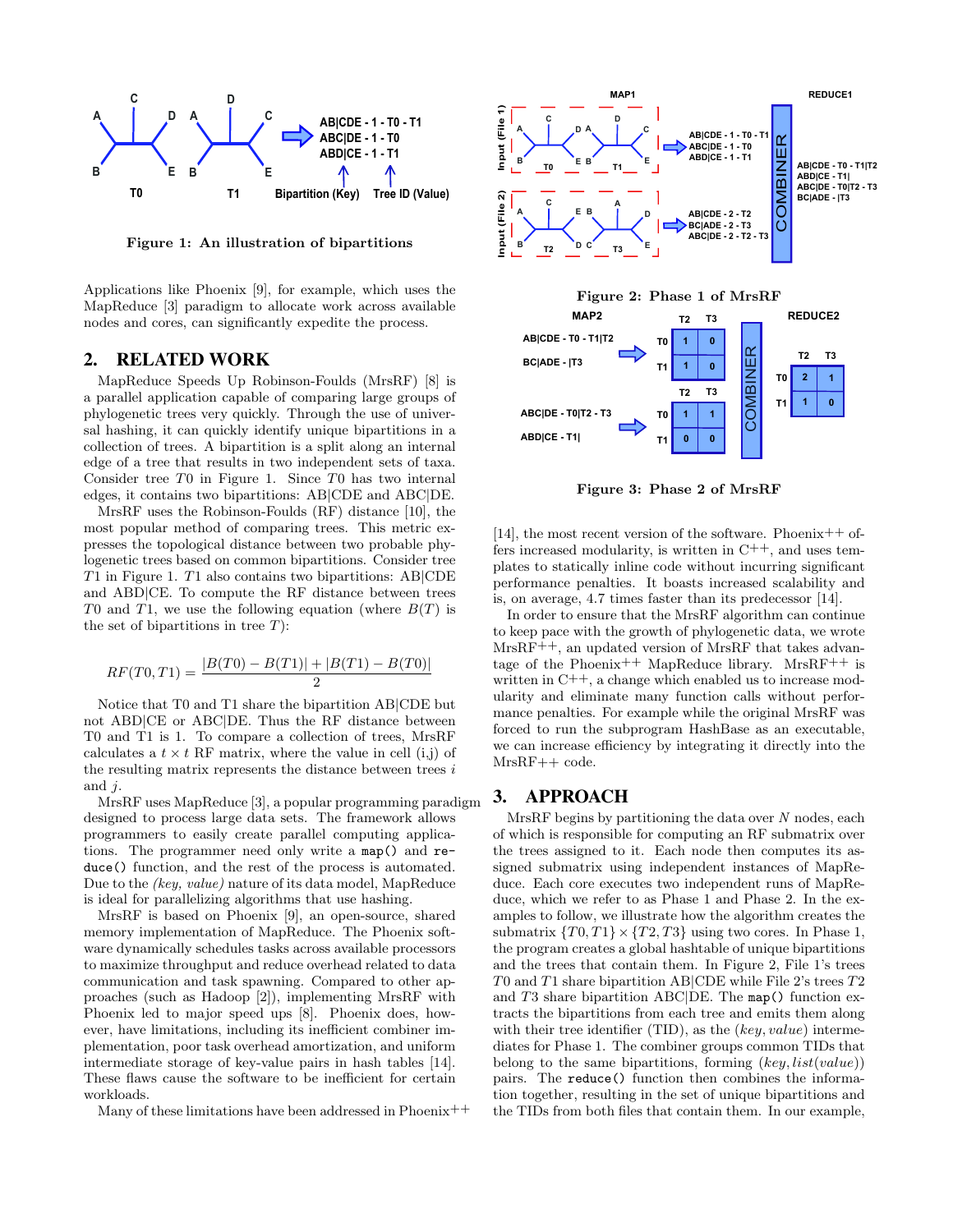Figure 1: An illustration of bipartitions

Applications like Phoenix [9], for example, which uses the MapReduce [3] paradigm to allocate work across available nodes and cores, can significantly expedite the process.

## 2. RELATED WORK

MapReduce Speeds Up Robinson-Foulds (MrsRF) [8] is a parallel application capable of comparing large groups of phylogenetic trees very quickly. Through the use of universal hashing, it can quickly identify unique bipartitions in a collection of trees. A bipartition is a split along an internal edge of a tree that results in two independent sets of taxa. Consider tree $T0$ in Figure 1. Since $T0$ has two internal edges, it contains two bipartitions: AB|CDE and ABC|DE.

MrsRF uses the Robinson-Foulds (RF) distance [10], the most popular method of comparing trees. This metric expresses the topological distance between two probable phylogenetic trees based on common bipartitions. Consider tree $T1$ in Figure 1. $T1$ also contains two bipartitions: AB|CDE and ABD|CE. To compute the RF distance between trees $T0$ and $T1$, we use the following equation (where $B(T)$ is the set of bipartitions in tree $T$):

$$RF(T0, T1) = \frac{|B(T0) - B(T1)| + |B(T1) - B(T0)|}{2}$$

Notice that T0 and T1 share the bipartition AB|CDE but not ABD|CE or ABC|DE. Thus the RF distance between T0 and T1 is 1. To compare a collection of trees, MrsRF calculates a $t \times t$ RF matrix, where the value in cell (i,j) of the resulting matrix represents the distance between trees $i$ and $j$.

MrsRF uses MapReduce [3], a popular programming paradigm designed to process large data sets. The framework allows programmers to easily create parallel computing applications. The programmer need only write a `map()` and `reduce()` function, and the rest of the process is automated. Due to the *(key, value)* nature of its data model, MapReduce is ideal for parallelizing algorithms that use hashing.

MrsRF is based on Phoenix [9], an open-source, shared memory implementation of MapReduce. The Phoenix software dynamically schedules tasks across available processors to maximize throughput and reduce overhead related to data communication and task spawning. Compared to other approaches (such as Hadoop [2]), implementing MrsRF with Phoenix led to major speed ups [8]. Phoenix does, however, have limitations, including its inefficient combiner implementation, poor task overhead amortization, and uniform intermediate storage of key-value pairs in hash tables [14]. These flaws cause the software to be inefficient for certain workloads.

Many of these limitations have been addressed in Phoenix++ [14], the most recent version of the software. Phoenix++ offers increased modularity, is written in C++, and uses templates to statically inline code without incurring significant performance penalties. It boasts increased scalability and is, on average, 4.7 times faster than its predecessor [14].

In order to ensure that the MrsRF algorithm can continue to keep pace with the growth of phylogenetic data, we wrote MrsRF++, an updated version of MrsRF that takes advantage of the Phoenix++ MapReduce library. MrsRF++ is written in C++, a change which enabled us to increase modularity and eliminate many function calls without performance penalties. For example while the original MrsRF was forced to run the subprogram HashBase as an executable, we can increase efficiency by integrating it directly into the MrsRF++ code.

Figure 2: Phase 1 of MrsRF

Figure 3: Phase 2 of MrsRF

## 3. APPROACH

MrsRF begins by partitioning the data over $N$ nodes, each of which is responsible for computing an RF submatrix over the trees assigned to it. Each node then computes its assigned submatrix using independent instances of MapReduce. Each core executes two independent runs of MapReduce, which we refer to as Phase 1 and Phase 2. In the examples to follow, we illustrate how the algorithm creates the submatrix $\{T0, T1\} \times \{T2, T3\}$ using two cores. In Phase 1, the program creates a global hashtable of unique bipartitions and the trees that contain them. In Figure 2, File 1's trees $T0$ and $T1$ share bipartition AB|CDE while File 2's trees $T2$ and $T3$ share bipartition ABC|DE. The `map()` function extracts the bipartitions from each tree and emits them along with their tree identifier (TID), as the $(key, value)$ intermediates for Phase 1. The combiner groups common TIDs that belong to the same bipartitions, forming $(key, list(value))$ pairs. The `reduce()` function then combines the information together, resulting in the set of unique bipartitions and the TIDs from both files that contain them. In our example,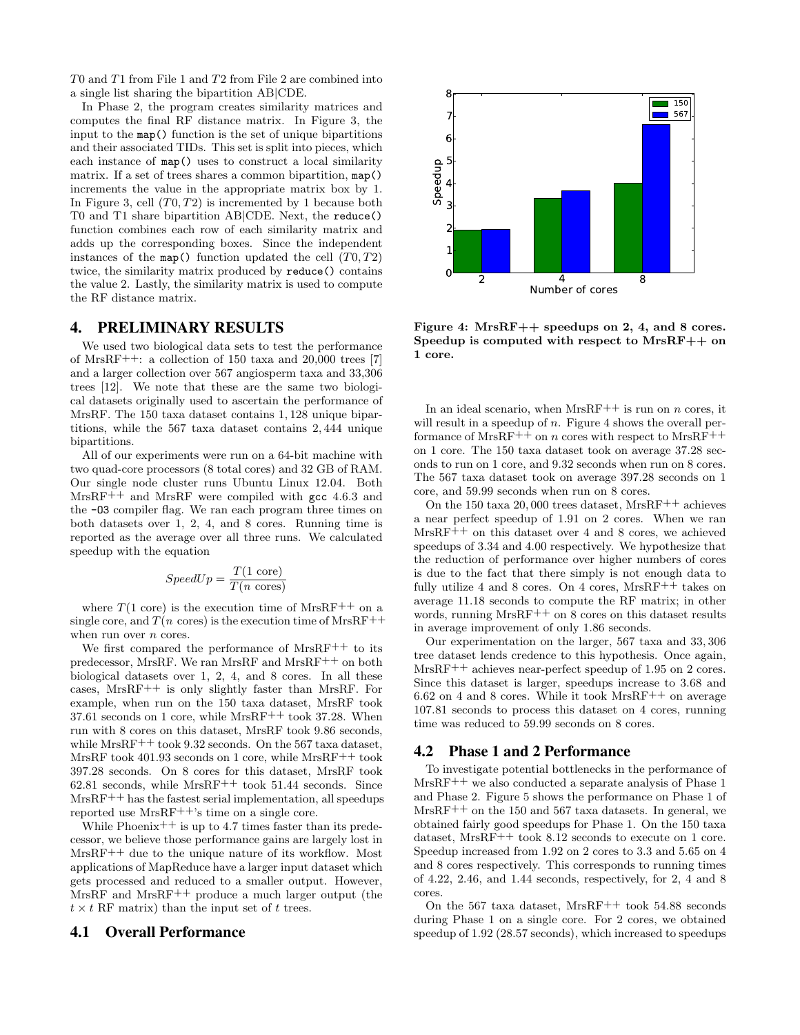T0 and T1 from File 1 and T2 from File 2 are combined into a single list sharing the bipartition AB|CDE.

In Phase 2, the program creates similarity matrices and computes the final RF distance matrix. In Figure 3, the input to the `map()` function is the set of unique bipartitions and their associated TIDs. This set is split into pieces, which each instance of `map()` uses to construct a local similarity matrix. If a set of trees shares a common bipartition, `map()` increments the value in the appropriate matrix box by 1. In Figure 3, cell $(T0, T2)$ is incremented by 1 because both T0 and T1 share bipartition AB|CDE. Next, the `reduce()` function combines each row of each similarity matrix and adds up the corresponding boxes. Since the independent instances of the `map()` function updated the cell $(T0, T2)$ twice, the similarity matrix produced by `reduce()` contains the value 2. Lastly, the similarity matrix is used to compute the RF distance matrix.

## 4. PRELIMINARY RESULTS

We used two biological data sets to test the performance of MrsRF++: a collection of 150 taxa and 20,000 trees [7] and a larger collection over 567 angiosperm taxa and 33,306 trees [12]. We note that these are the same two biological datasets originally used to ascertain the performance of MrsRF. The 150 taxa dataset contains 1,128 unique bipartitions, while the 567 taxa dataset contains 2,444 unique bipartitions.

All of our experiments were run on a 64-bit machine with two quad-core processors (8 total cores) and 32 GB of RAM. Our single node cluster runs Ubuntu Linux 12.04. Both MrsRF++ and MrsRF were compiled with `gcc` 4.6.3 and the `-O3` compiler flag. We ran each program three times on both datasets over 1, 2, 4, and 8 cores. Running time is reported as the average over all three runs. We calculated speedup with the equation

$$SpeedUp = \frac{T(1 \text{ core})}{T(n \text{ cores})}$$

where $T(1 \text{ core})$ is the execution time of MrsRF++ on a single core, and $T(n \text{ cores})$ is the execution time of MrsRF++ when run over $n$ cores.

We first compared the performance of MrsRF++ to its predecessor, MrsRF. We ran MrsRF and MrsRF++ on both biological datasets over 1, 2, 4, and 8 cores. In all these cases, MrsRF++ is only slightly faster than MrsRF. For example, when run on the 150 taxa dataset, MrsRF took 37.61 seconds on 1 core, while MrsRF++ took 37.28. When run with 8 cores on this dataset, MrsRF took 9.86 seconds, while MrsRF++ took 9.32 seconds. On the 567 taxa dataset, MrsRF took 401.93 seconds on 1 core, while MrsRF++ took 397.28 seconds. On 8 cores for this dataset, MrsRF took 62.81 seconds, while MrsRF++ took 51.44 seconds. Since MrsRF++ has the fastest serial implementation, all speedups reported use MrsRF++'s time on a single core.

While Phoenix++ is up to 4.7 times faster than its predecessor, we believe those performance gains are largely lost in MrsRF++ due to the unique nature of its workflow. Most applications of MapReduce have a larger input dataset which gets processed and reduced to a smaller output. However, MrsRF and MrsRF++ produce a much larger output (the $t \times t$ RF matrix) than the input set of $t$ trees.

### 4.1 Overall Performance

**Figure 4: MrsRF++ speedups on 2, 4, and 8 cores. Speedup is computed with respect to MrsRF++ on 1 core.**

In an ideal scenario, when MrsRF++ is run on $n$ cores, it will result in a speedup of $n$. Figure 4 shows the overall performance of MrsRF++ on $n$ cores with respect to MrsRF++ on 1 core. The 150 taxa dataset took on average 37.28 seconds to run on 1 core, and 9.32 seconds when run on 8 cores. The 567 taxa dataset took on average 397.28 seconds on 1 core, and 59.99 seconds when run on 8 cores.

On the 150 taxa 20,000 trees dataset, MrsRF++ achieves a near perfect speedup of 1.91 on 2 cores. When we ran MrsRF++ on this dataset over 4 and 8 cores, we achieved speedups of 3.34 and 4.00 respectively. We hypothesize that the reduction of performance over higher numbers of cores is due to the fact that there simply is not enough data to fully utilize 4 and 8 cores. On 4 cores, MrsRF++ takes on average 11.18 seconds to compute the RF matrix; in other words, running MrsRF++ on 8 cores on this dataset results in average improvement of only 1.86 seconds.

Our experimentation on the larger, 567 taxa and 33,306 tree dataset lends credence to this hypothesis. Once again, MrsRF++ achieves near-perfect speedup of 1.95 on 2 cores. Since this dataset is larger, speedups increase to 3.68 and 6.62 on 4 and 8 cores. While it took MrsRF++ on average 107.81 seconds to process this dataset on 4 cores, running time was reduced to 59.99 seconds on 8 cores.

### 4.2 Phase 1 and 2 Performance

To investigate potential bottlenecks in the performance of MrsRF++ we also conducted a separate analysis of Phase 1 and Phase 2. Figure 5 shows the performance on Phase 1 of MrsRF++ on the 150 and 567 taxa datasets. In general, we obtained fairly good speedups for Phase 1. On the 150 taxa dataset, MrsRF++ took 8.12 seconds to execute on 1 core. Speedup increased from 1.92 on 2 cores to 3.3 and 5.65 on 4 and 8 cores respectively. This corresponds to running times of 4.22, 2.46, and 1.44 seconds, respectively, for 2, 4 and 8 cores.

On the 567 taxa dataset, MrsRF++ took 54.88 seconds during Phase 1 on a single core. For 2 cores, we obtained speedup of 1.92 (28.57 seconds), which increased to speedups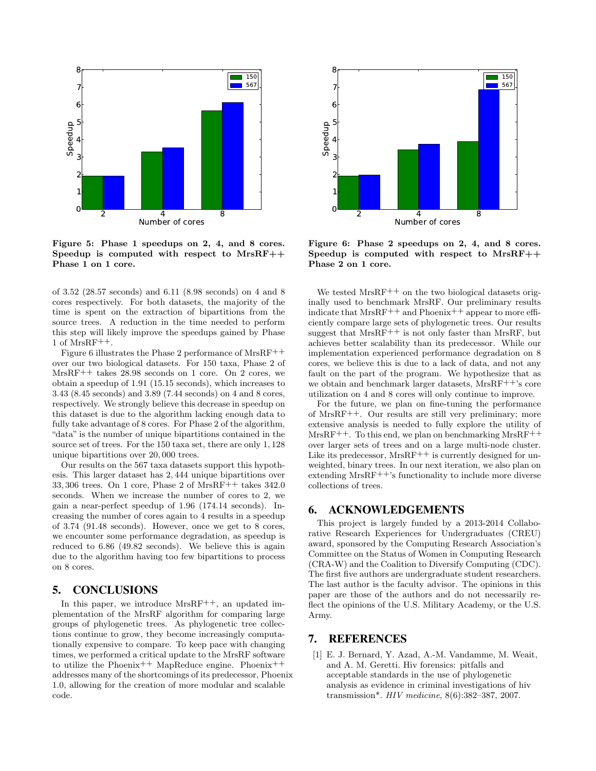Figure 5: Phase 1 speedups on 2, 4, and 8 cores. Speedup is computed with respect to MrsRF++ Phase 1 on 1 core.

Figure 6: Phase 2 speedups on 2, 4, and 8 cores. Speedup is computed with respect to MrsRF++ Phase 2 on 1 core.

of 3.52 (28.57 seconds) and 6.11 (8.98 seconds) on 4 and 8 cores respectively. For both datasets, the majority of the time is spent on the extraction of bipartitions from the source trees. A reduction in the time needed to perform this step will likely improve the speedups gained by Phase 1 of MrsRF++.

Figure 6 illustrates the Phase 2 performance of MrsRF++ over our two biological datasets. For 150 taxa, Phase 2 of MrsRF++ takes 28.98 seconds on 1 core. On 2 cores, we obtain a speedup of 1.91 (15.15 seconds), which increases to 3.43 (8.45 seconds) and 3.89 (7.44 seconds) on 4 and 8 cores, respectively. We strongly believe this decrease in speedup on this dataset is due to the algorithm lacking enough data to fully take advantage of 8 cores. For Phase 2 of the algorithm, "data" is the number of unique bipartitions contained in the source set of trees. For the 150 taxa set, there are only 1,128 unique bipartitions over 20,000 trees.

Our results on the 567 taxa datasets support this hypothesis. This larger dataset has 2,444 unique bipartitions over 33,306 trees. On 1 core, Phase 2 of MrsRF++ takes 342.0 seconds. When we increase the number of cores to 2, we gain a near-perfect speedup of 1.96 (174.14 seconds). Increasing the number of cores again to 4 results in a speedup of 3.74 (91.48 seconds). However, once we get to 8 cores, we encounter some performance degradation, as speedup is reduced to 6.86 (49.82 seconds). We believe this is again due to the algorithm having too few bipartitions to process on 8 cores.

# 5. CONCLUSIONS

In this paper, we introduce MrsRF++, an updated implementation of the MrsRF algorithm for comparing large groups of phylogenetic trees. As phylogenetic tree collections continue to grow, they become increasingly computationally expensive to compare. To keep pace with changing times, we performed a critical update to the MrsRF software to utilize the Phoenix++ MapReduce engine. Phoenix++ addresses many of the shortcomings of its predecessor, Phoenix 1.0, allowing for the creation of more modular and scalable code.

We tested MrsRF++ on the two biological datasets originally used to benchmark MrsRF. Our preliminary results indicate that MrsRF++ and Phoenix++ appear to more efficiently compare large sets of phylogenetic trees. Our results suggest that MrsRF++ is not only faster than MrsRF, but achieves better scalability than its predecessor. While our implementation experienced performance degradation on 8 cores, we believe this is due to a lack of data, and not any fault on the part of the program. We hypothesize that as we obtain and benchmark larger datasets, MrsRF++'s core utilization on 4 and 8 cores will only continue to improve.

For the future, we plan on fine-tuning the performance of MrsRF++. Our results are still very preliminary; more extensive analysis is needed to fully explore the utility of MrsRF++. To this end, we plan on benchmarking MrsRF++ over larger sets of trees and on a large multi-node cluster. Like its predecessor, MrsRF++ is currently designed for unweighted, binary trees. In our next iteration, we also plan on extending MrsRF++'s functionality to include more diverse collections of trees.

# 6. ACKNOWLEDGEMENTS

This project is largely funded by a 2013-2014 Collaborative Research Experiences for Undergraduates (CREU) award, sponsored by the Computing Research Association's Committee on the Status of Women in Computing Research (CRA-W) and the Coalition to Diversify Computing (CDC). The first five authors are undergraduate student researchers. The last author is the faculty advisor. The opinions in this paper are those of the authors and do not necessarily reflect the opinions of the U.S. Military Academy, or the U.S. Army.

# 7. REFERENCES

[1] E. J. Bernard, Y. Azad, A.-M. Vandamme, M. Weait, and A. M. Geretti. Hiv forensics: pitfalls and acceptable standards in the use of phylogenetic analysis as evidence in criminal investigations of hiv transmission*. *HIV medicine*, 8(6):382–387, 2007.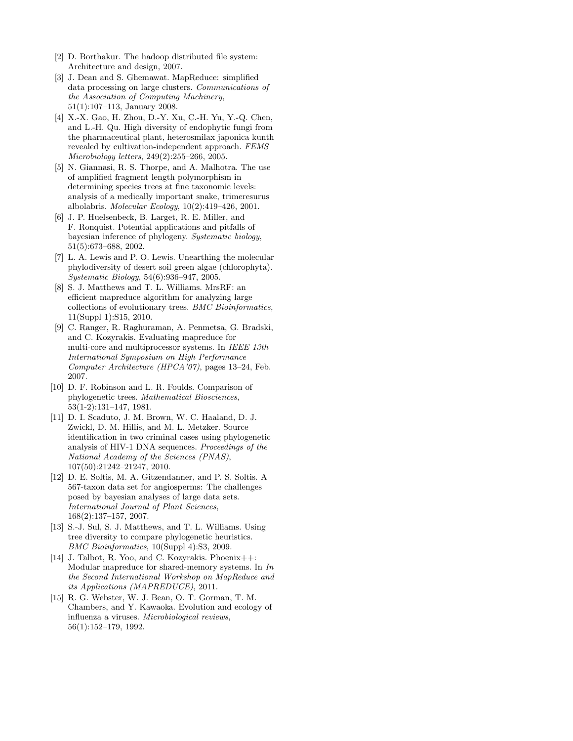[2] D. Borthakur. The hadoop distributed file system: Architecture and design, 2007.

[3] J. Dean and S. Ghemawat. MapReduce: simplified data processing on large clusters. *Communications of the Association of Computing Machinery*, 51(1):107–113, January 2008.

[4] X.-X. Gao, H. Zhou, D.-Y. Xu, C.-H. Yu, Y.-Q. Chen, and L.-H. Qu. High diversity of endophytic fungi from the pharmaceutical plant, heterosmilax japonica kunth revealed by cultivation-independent approach. *FEMS Microbiology letters*, 249(2):255–266, 2005.

[5] N. Giannasi, R. S. Thorpe, and A. Malhotra. The use of amplified fragment length polymorphism in determining species trees at fine taxonomic levels: analysis of a medically important snake, trimeresurus albolabris. *Molecular Ecology*, 10(2):419–426, 2001.

[6] J. P. Huelsenbeck, B. Larget, R. E. Miller, and F. Ronquist. Potential applications and pitfalls of bayesian inference of phylogeny. *Systematic biology*, 51(5):673–688, 2002.

[7] L. A. Lewis and P. O. Lewis. Unearthing the molecular phylodiversity of desert soil green algae (chlorophyta). *Systematic Biology*, 54(6):936–947, 2005.

[8] S. J. Matthews and T. L. Williams. MrsRF: an efficient mapreduce algorithm for analyzing large collections of evolutionary trees. *BMC Bioinformatics*, 11(Suppl 1):S15, 2010.

[9] C. Ranger, R. Raghuraman, A. Penmetsa, G. Bradski, and C. Kozyrakis. Evaluating mapreduce for multi-core and multiprocessor systems. In *IEEE 13th International Symposium on High Performance Computer Architecture (HPCA'07)*, pages 13–24, Feb. 2007.

[10] D. F. Robinson and L. R. Foulds. Comparison of phylogenetic trees. *Mathematical Biosciences*, 53(1-2):131–147, 1981.

[11] D. I. Scaduto, J. M. Brown, W. C. Haaland, D. J. Zwickl, D. M. Hillis, and M. L. Metzker. Source identification in two criminal cases using phylogenetic analysis of HIV-1 DNA sequences. *Proceedings of the National Academy of the Sciences (PNAS)*, 107(50):21242–21247, 2010.

[12] D. E. Soltis, M. A. Gitzendanner, and P. S. Soltis. A 567-taxon data set for angiosperms: The challenges posed by bayesian analyses of large data sets. *International Journal of Plant Sciences*, 168(2):137–157, 2007.

[13] S.-J. Sul, S. J. Matthews, and T. L. Williams. Using tree diversity to compare phylogenetic heuristics. *BMC Bioinformatics*, 10(Suppl 4):S3, 2009.

[14] J. Talbot, R. Yoo, and C. Kozyrakis. Phoenix++: Modular mapreduce for shared-memory systems. In *In the Second International Workshop on MapReduce and its Applications (MAPREDUCE)*, 2011.

[15] R. G. Webster, W. J. Bean, O. T. Gorman, T. M. Chambers, and Y. Kawaoka. Evolution and ecology of influenza a viruses. *Microbiological reviews*, 56(1):152–179, 1992.